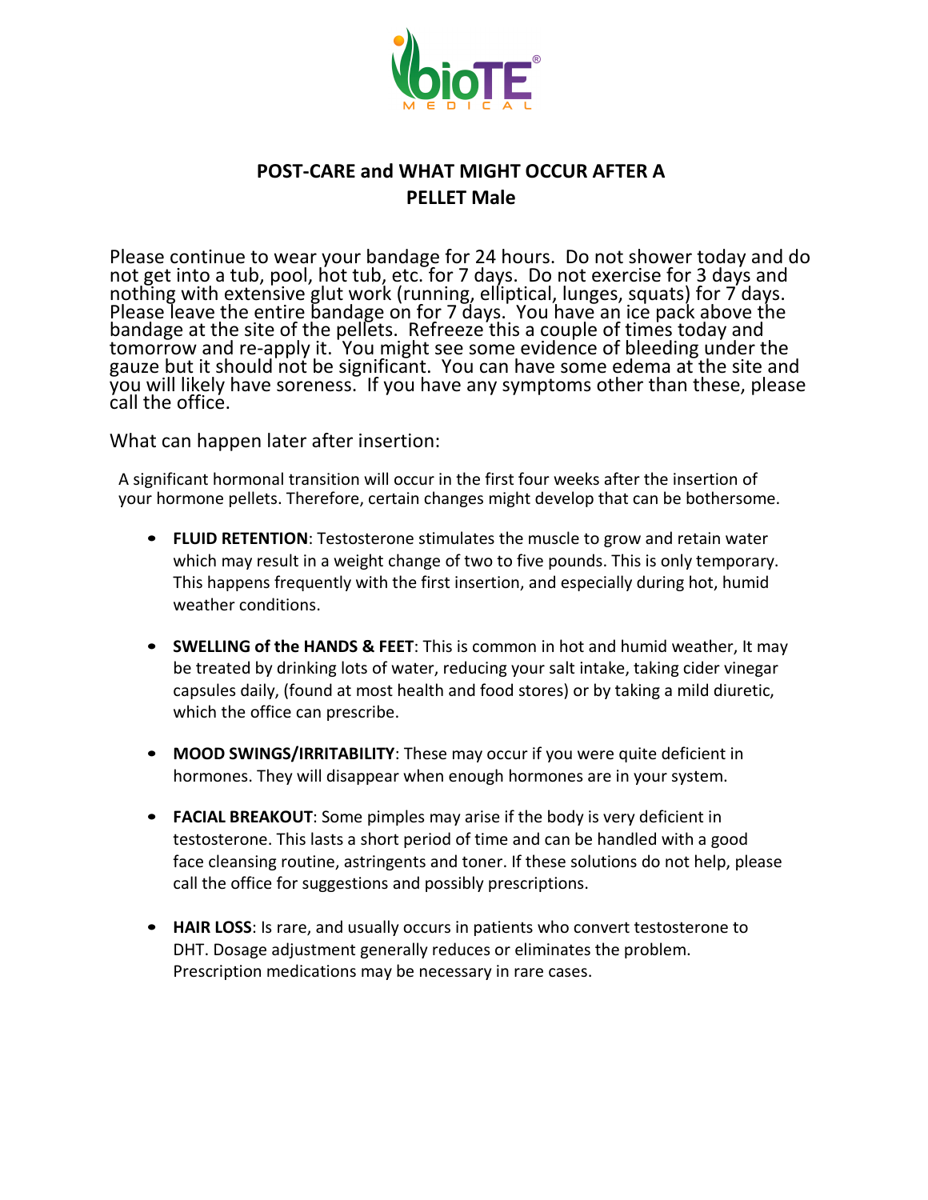bioTE® MEDICAL

## POST-CARE and WHAT MIGHT OCCUR AFTER A PELLET Male

Please continue to wear your bandage for 24 hours. Do not shower today and do not get into a tub, pool, hot tub, etc. for 7 days. Do not exercise for 3 days and nothing with extensive glut work (running, elliptical, lunges, squats) for 7 days. Please leave the entire bandage on for 7 days. You have an ice pack above the bandage at the site of the pellets. Refreeze this a couple of times today and tomorrow and re-apply it. You might see some evidence of bleeding under the gauze but it should not be significant. You can have some edema at the site and you will likely have soreness. If you have any symptoms other than these, please call the office.

What can happen later after insertion:

A significant hormonal transition will occur in the first four weeks after the insertion of your hormone pellets. Therefore, certain changes might develop that can be bothersome.

- **FLUID RETENTION**: Testosterone stimulates the muscle to grow and retain water which may result in a weight change of two to five pounds. This is only temporary. This happens frequently with the first insertion, and especially during hot, humid weather conditions.

- **SWELLING of the HANDS & FEET**: This is common in hot and humid weather, It may be treated by drinking lots of water, reducing your salt intake, taking cider vinegar capsules daily, (found at most health and food stores) or by taking a mild diuretic, which the office can prescribe.

- **MOOD SWINGS/IRRITABILITY**: These may occur if you were quite deficient in hormones. They will disappear when enough hormones are in your system.

- **FACIAL BREAKOUT**: Some pimples may arise if the body is very deficient in testosterone. This lasts a short period of time and can be handled with a good face cleansing routine, astringents and toner. If these solutions do not help, please call the office for suggestions and possibly prescriptions.

- **HAIR LOSS**: Is rare, and usually occurs in patients who convert testosterone to DHT. Dosage adjustment generally reduces or eliminates the problem. Prescription medications may be necessary in rare cases.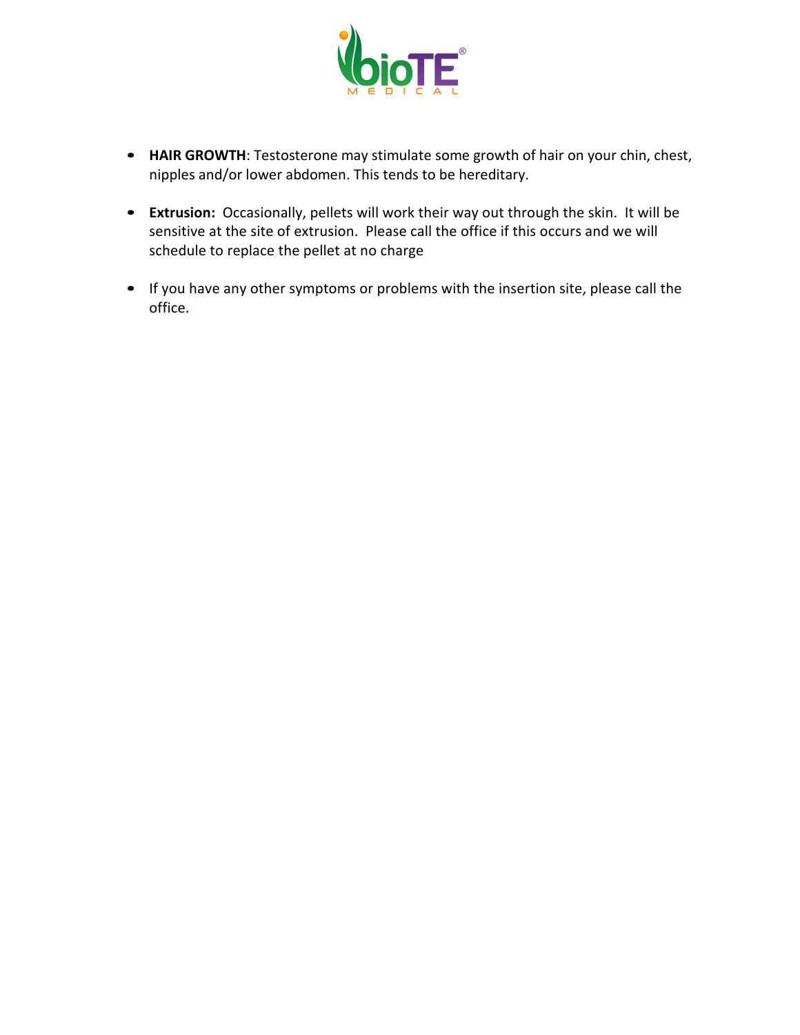- **HAIR GROWTH**: Testosterone may stimulate some growth of hair on your chin, chest, nipples and/or lower abdomen. This tends to be hereditary.

- **Extrusion:** Occasionally, pellets will work their way out through the skin. It will be sensitive at the site of extrusion. Please call the office if this occurs and we will schedule to replace the pellet at no charge

- If you have any other symptoms or problems with the insertion site, please call the office.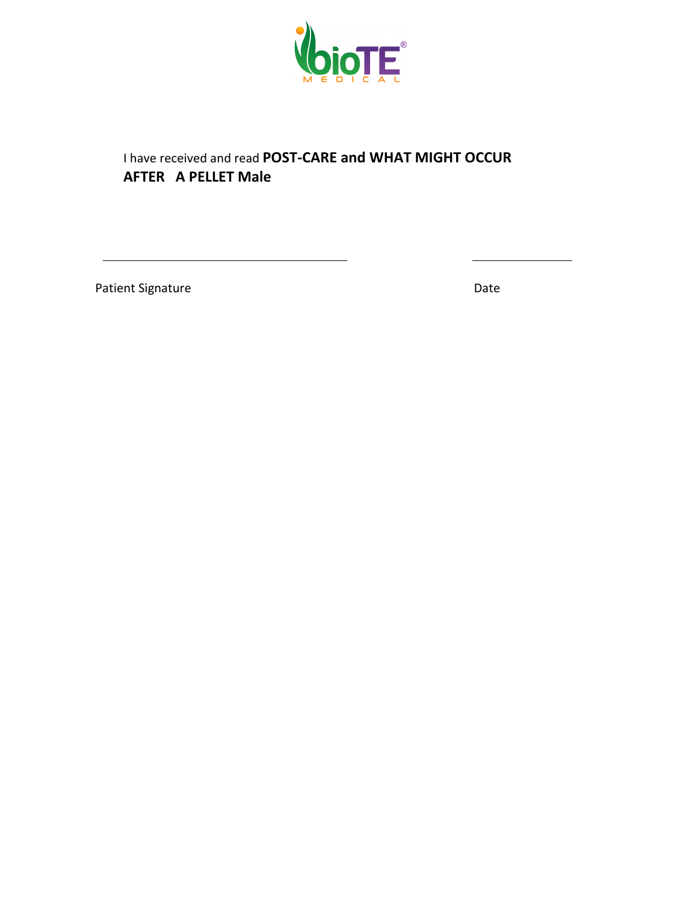bioTE® MEDICAL

I have received and read **POST-CARE and WHAT MIGHT OCCUR AFTER   A PELLET Male**

\_\_\_\_\_\_\_\_\_\_\_\_\_\_\_\_\_\_\_\_\_\_\_\_\_\_\_\_\_\_\_\_\_\_\_\_\_\_\_\_ \_\_\_\_\_\_\_\_\_\_\_\_\_\_\_\_

Patient Signature Date